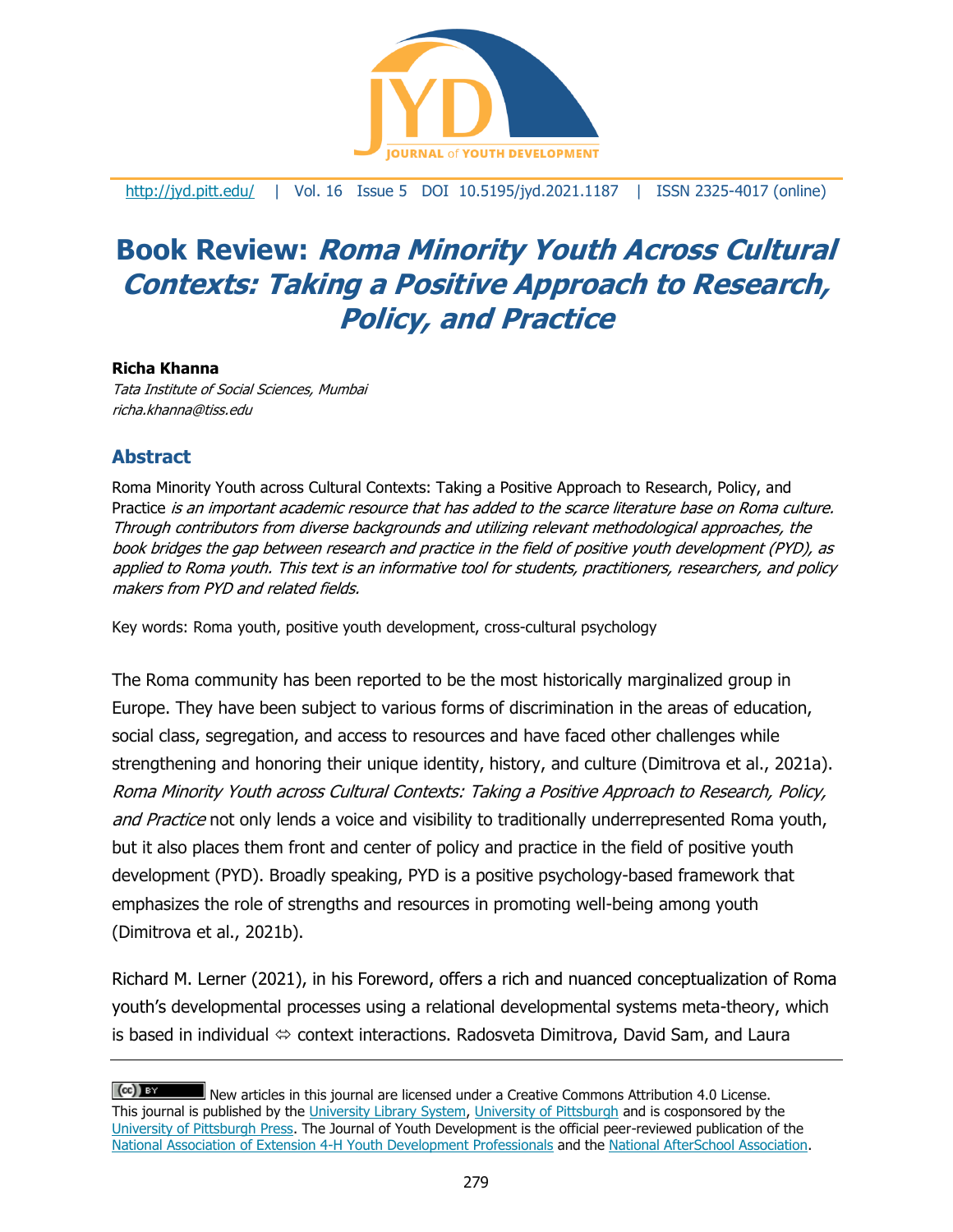# Book Review: *Roma Minority Youth Across Cultural Contexts: Taking a Positive Approach to Research, Policy, and Practice*

**Richa Khanna**
*Tata Institute of Social Sciences, Mumbai*
*richa.khanna@tiss.edu*

## Abstract

Roma Minority Youth across Cultural Contexts: Taking a Positive Approach to Research, Policy, and Practice *is an important academic resource that has added to the scarce literature base on Roma culture. Through contributors from diverse backgrounds and utilizing relevant methodological approaches, the book bridges the gap between research and practice in the field of positive youth development (PYD), as applied to Roma youth. This text is an informative tool for students, practitioners, researchers, and policy makers from PYD and related fields.*

Key words: Roma youth, positive youth development, cross-cultural psychology

The Roma community has been reported to be the most historically marginalized group in Europe. They have been subject to various forms of discrimination in the areas of education, social class, segregation, and access to resources and have faced other challenges while strengthening and honoring their unique identity, history, and culture (Dimitrova et al., 2021a). *Roma Minority Youth across Cultural Contexts: Taking a Positive Approach to Research, Policy, and Practice* not only lends a voice and visibility to traditionally underrepresented Roma youth, but it also places them front and center of policy and practice in the field of positive youth development (PYD). Broadly speaking, PYD is a positive psychology-based framework that emphasizes the role of strengths and resources in promoting well-being among youth (Dimitrova et al., 2021b).

Richard M. Lerner (2021), in his Foreword, offers a rich and nuanced conceptualization of Roma youth's developmental processes using a relational developmental systems meta-theory, which is based in individual ⇔ context interactions. Radosveta Dimitrova, David Sam, and Laura

New articles in this journal are licensed under a Creative Commons Attribution 4.0 License. This journal is published by the University Library System, University of Pittsburgh and is cosponsored by the University of Pittsburgh Press. The Journal of Youth Development is the official peer-reviewed publication of the National Association of Extension 4-H Youth Development Professionals and the National AfterSchool Association.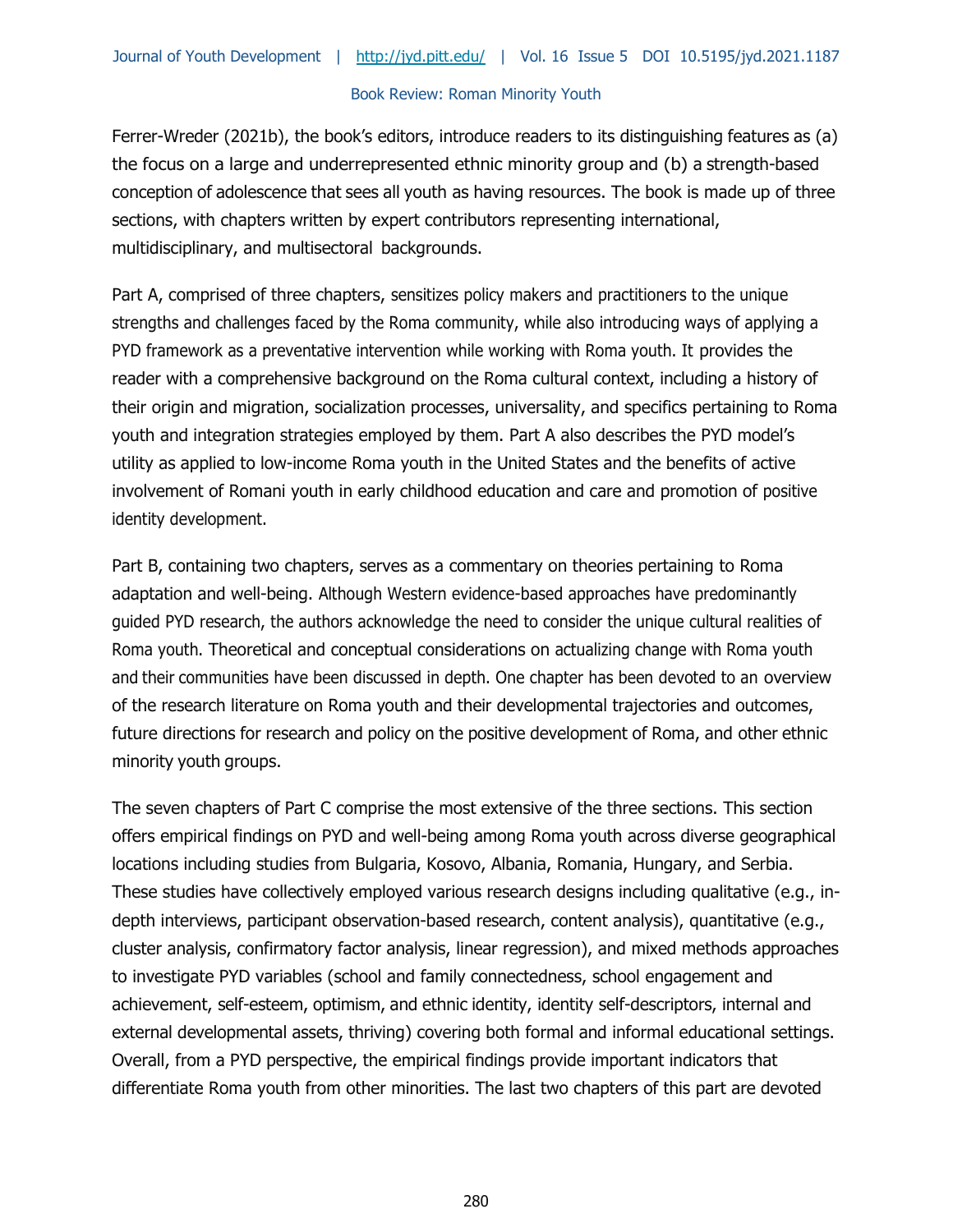Ferrer-Wreder (2021b), the book's editors, introduce readers to its distinguishing features as (a) the focus on a large and underrepresented ethnic minority group and (b) a strength-based conception of adolescence that sees all youth as having resources. The book is made up of three sections, with chapters written by expert contributors representing international, multidisciplinary, and multisectoral backgrounds.

Part A, comprised of three chapters, sensitizes policy makers and practitioners to the unique strengths and challenges faced by the Roma community, while also introducing ways of applying a PYD framework as a preventative intervention while working with Roma youth. It provides the reader with a comprehensive background on the Roma cultural context, including a history of their origin and migration, socialization processes, universality, and specifics pertaining to Roma youth and integration strategies employed by them. Part A also describes the PYD model's utility as applied to low-income Roma youth in the United States and the benefits of active involvement of Romani youth in early childhood education and care and promotion of positive identity development.

Part B, containing two chapters, serves as a commentary on theories pertaining to Roma adaptation and well-being. Although Western evidence-based approaches have predominantly guided PYD research, the authors acknowledge the need to consider the unique cultural realities of Roma youth. Theoretical and conceptual considerations on actualizing change with Roma youth and their communities have been discussed in depth. One chapter has been devoted to an overview of the research literature on Roma youth and their developmental trajectories and outcomes, future directions for research and policy on the positive development of Roma, and other ethnic minority youth groups.

The seven chapters of Part C comprise the most extensive of the three sections. This section offers empirical findings on PYD and well-being among Roma youth across diverse geographical locations including studies from Bulgaria, Kosovo, Albania, Romania, Hungary, and Serbia. These studies have collectively employed various research designs including qualitative (e.g., in-depth interviews, participant observation-based research, content analysis), quantitative (e.g., cluster analysis, confirmatory factor analysis, linear regression), and mixed methods approaches to investigate PYD variables (school and family connectedness, school engagement and achievement, self-esteem, optimism, and ethnic identity, identity self-descriptors, internal and external developmental assets, thriving) covering both formal and informal educational settings. Overall, from a PYD perspective, the empirical findings provide important indicators that differentiate Roma youth from other minorities. The last two chapters of this part are devoted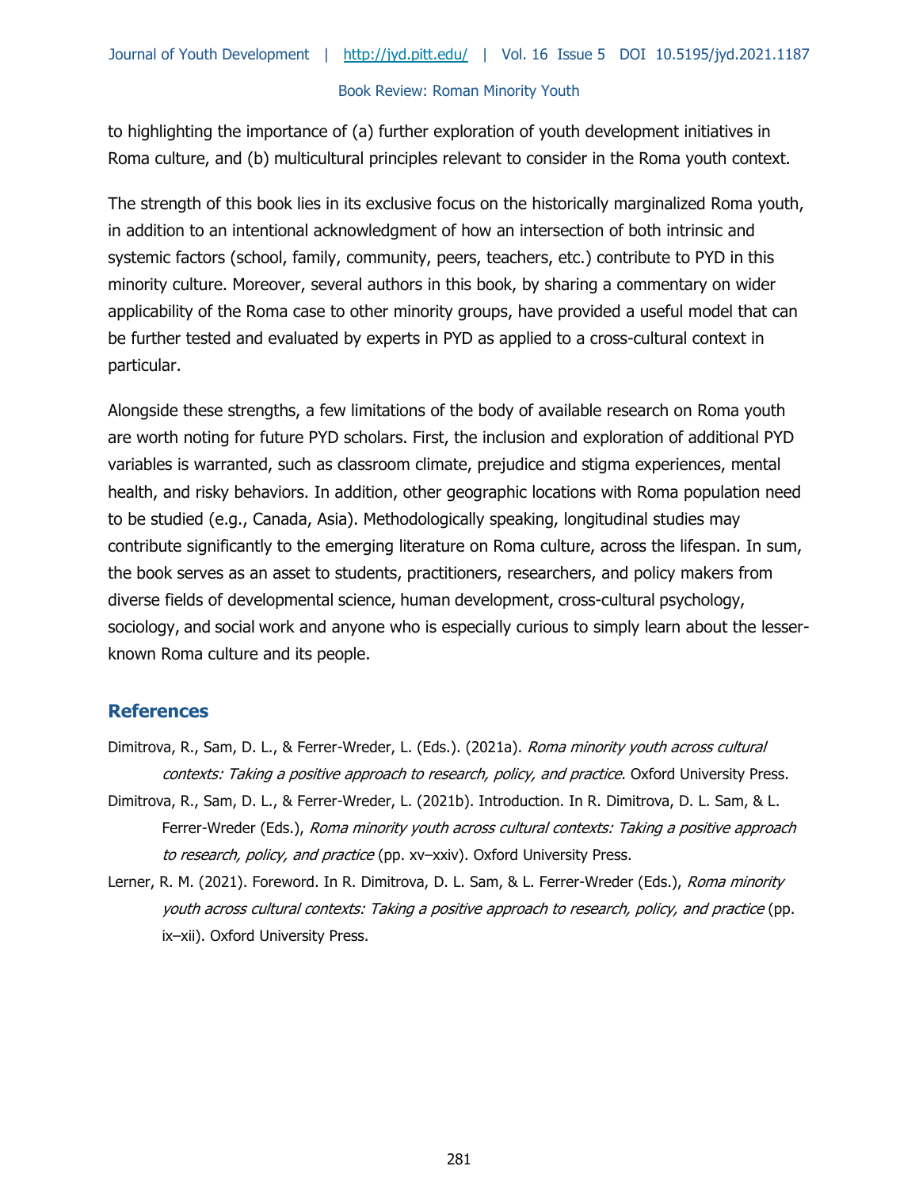to highlighting the importance of (a) further exploration of youth development initiatives in Roma culture, and (b) multicultural principles relevant to consider in the Roma youth context.

The strength of this book lies in its exclusive focus on the historically marginalized Roma youth, in addition to an intentional acknowledgment of how an intersection of both intrinsic and systemic factors (school, family, community, peers, teachers, etc.) contribute to PYD in this minority culture. Moreover, several authors in this book, by sharing a commentary on wider applicability of the Roma case to other minority groups, have provided a useful model that can be further tested and evaluated by experts in PYD as applied to a cross-cultural context in particular.

Alongside these strengths, a few limitations of the body of available research on Roma youth are worth noting for future PYD scholars. First, the inclusion and exploration of additional PYD variables is warranted, such as classroom climate, prejudice and stigma experiences, mental health, and risky behaviors. In addition, other geographic locations with Roma population need to be studied (e.g., Canada, Asia). Methodologically speaking, longitudinal studies may contribute significantly to the emerging literature on Roma culture, across the lifespan. In sum, the book serves as an asset to students, practitioners, researchers, and policy makers from diverse fields of developmental science, human development, cross-cultural psychology, sociology, and social work and anyone who is especially curious to simply learn about the lesser-known Roma culture and its people.

## References

Dimitrova, R., Sam, D. L., & Ferrer-Wreder, L. (Eds.). (2021a). *Roma minority youth across cultural contexts: Taking a positive approach to research, policy, and practice*. Oxford University Press.

Dimitrova, R., Sam, D. L., & Ferrer-Wreder, L. (2021b). Introduction. In R. Dimitrova, D. L. Sam, & L. Ferrer-Wreder (Eds.), *Roma minority youth across cultural contexts: Taking a positive approach to research, policy, and practice* (pp. xv–xxiv). Oxford University Press.

Lerner, R. M. (2021). Foreword. In R. Dimitrova, D. L. Sam, & L. Ferrer-Wreder (Eds.), *Roma minority youth across cultural contexts: Taking a positive approach to research, policy, and practice* (pp. ix–xii). Oxford University Press.